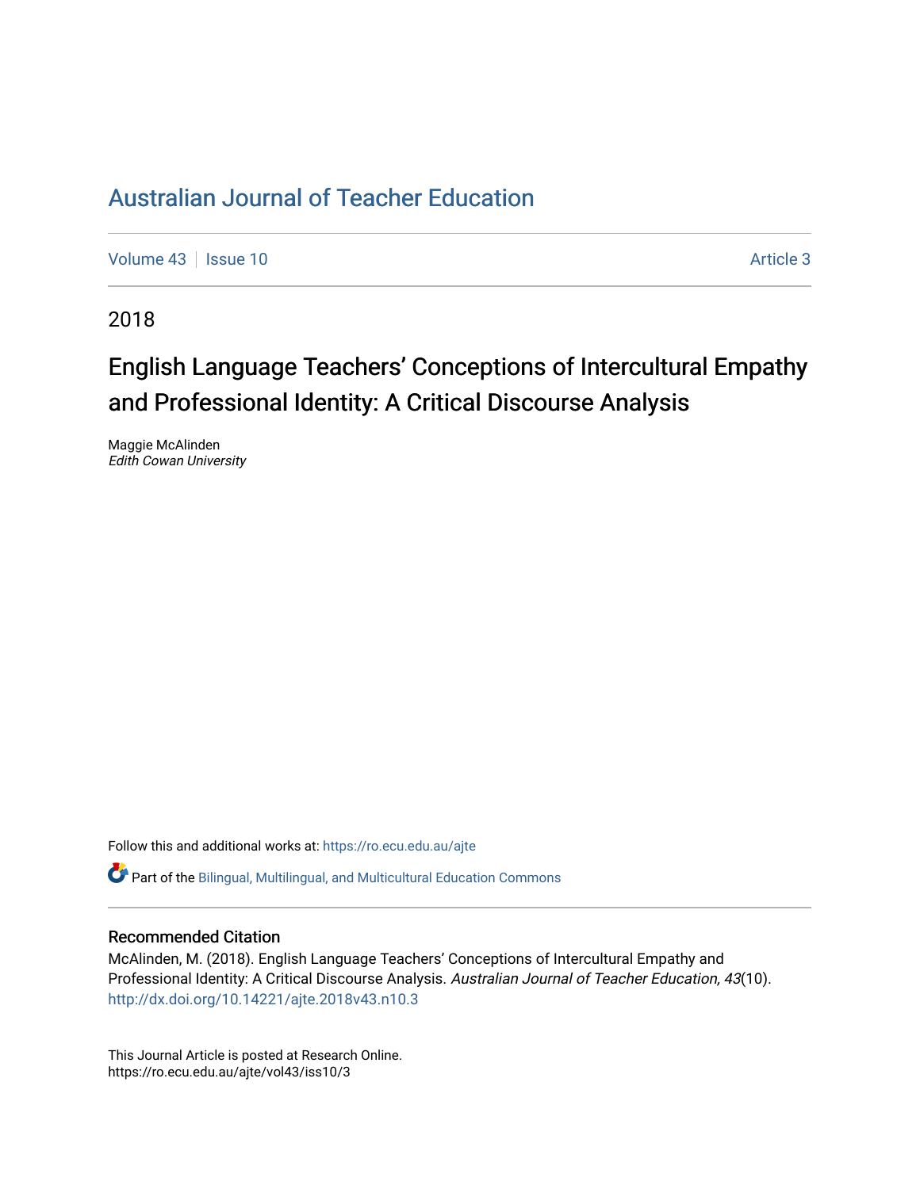# Australian Journal of Teacher Education

Volume 43 | Issue 10 | Article 3

2018

## English Language Teachers' Conceptions of Intercultural Empathy and Professional Identity: A Critical Discourse Analysis

Maggie McAlinden
*Edith Cowan University*

Follow this and additional works at: https://ro.ecu.edu.au/ajte

Part of the Bilingual, Multilingual, and Multicultural Education Commons

### Recommended Citation

McAlinden, M. (2018). English Language Teachers' Conceptions of Intercultural Empathy and Professional Identity: A Critical Discourse Analysis. *Australian Journal of Teacher Education, 43*(10).
http://dx.doi.org/10.14221/ajte.2018v43.n10.3

This Journal Article is posted at Research Online.
https://ro.ecu.edu.au/ajte/vol43/iss10/3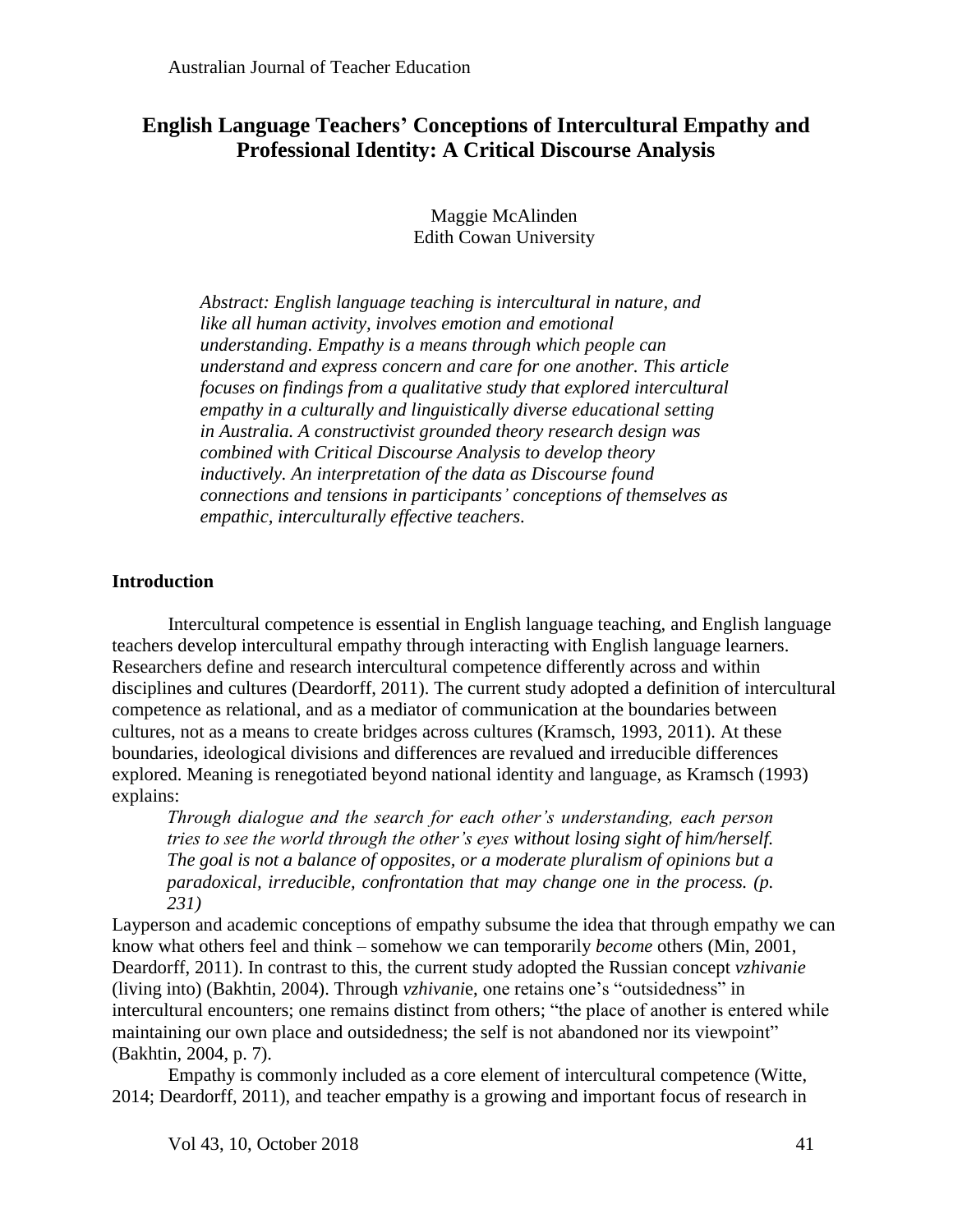# English Language Teachers' Conceptions of Intercultural Empathy and Professional Identity: A Critical Discourse Analysis

Maggie McAlinden
Edith Cowan University

*Abstract: English language teaching is intercultural in nature, and like all human activity, involves emotion and emotional understanding. Empathy is a means through which people can understand and express concern and care for one another. This article focuses on findings from a qualitative study that explored intercultural empathy in a culturally and linguistically diverse educational setting in Australia. A constructivist grounded theory research design was combined with Critical Discourse Analysis to develop theory inductively. An interpretation of the data as Discourse found connections and tensions in participants' conceptions of themselves as empathic, interculturally effective teachers.*

## Introduction

Intercultural competence is essential in English language teaching, and English language teachers develop intercultural empathy through interacting with English language learners. Researchers define and research intercultural competence differently across and within disciplines and cultures (Deardorff, 2011). The current study adopted a definition of intercultural competence as relational, and as a mediator of communication at the boundaries between cultures, not as a means to create bridges across cultures (Kramsch, 1993, 2011). At these boundaries, ideological divisions and differences are revalued and irreducible differences explored. Meaning is renegotiated beyond national identity and language, as Kramsch (1993) explains:

> *Through dialogue and the search for each other's understanding, each person tries to see the world through the other's eyes without losing sight of him/herself. The goal is not a balance of opposites, or a moderate pluralism of opinions but a paradoxical, irreducible, confrontation that may change one in the process. (p. 231)*

Layperson and academic conceptions of empathy subsume the idea that through empathy we can know what others feel and think – somehow we can temporarily *become* others (Min, 2001, Deardorff, 2011). In contrast to this, the current study adopted the Russian concept *vzhivanie* (living into) (Bakhtin, 2004). Through *vzhivanie*, one retains one's "outsidedness" in intercultural encounters; one remains distinct from others; "the place of another is entered while maintaining our own place and outsidedness; the self is not abandoned nor its viewpoint" (Bakhtin, 2004, p. 7).

Empathy is commonly included as a core element of intercultural competence (Witte, 2014; Deardorff, 2011), and teacher empathy is a growing and important focus of research in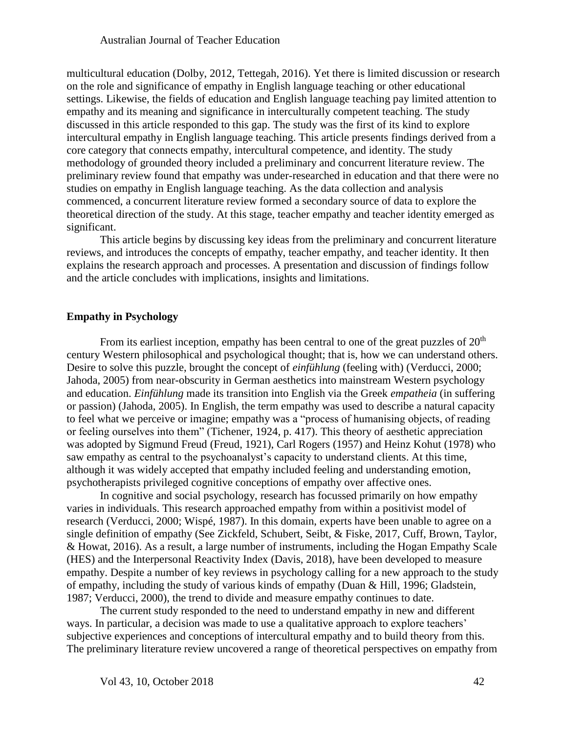multicultural education (Dolby, 2012, Tettegah, 2016). Yet there is limited discussion or research on the role and significance of empathy in English language teaching or other educational settings. Likewise, the fields of education and English language teaching pay limited attention to empathy and its meaning and significance in interculturally competent teaching. The study discussed in this article responded to this gap. The study was the first of its kind to explore intercultural empathy in English language teaching. This article presents findings derived from a core category that connects empathy, intercultural competence, and identity. The study methodology of grounded theory included a preliminary and concurrent literature review. The preliminary review found that empathy was under-researched in education and that there were no studies on empathy in English language teaching. As the data collection and analysis commenced, a concurrent literature review formed a secondary source of data to explore the theoretical direction of the study. At this stage, teacher empathy and teacher identity emerged as significant.

This article begins by discussing key ideas from the preliminary and concurrent literature reviews, and introduces the concepts of empathy, teacher empathy, and teacher identity. It then explains the research approach and processes. A presentation and discussion of findings follow and the article concludes with implications, insights and limitations.

## Empathy in Psychology

From its earliest inception, empathy has been central to one of the great puzzles of 20th century Western philosophical and psychological thought; that is, how we can understand others. Desire to solve this puzzle, brought the concept of *einfühlung* (feeling with) (Verducci, 2000; Jahoda, 2005) from near-obscurity in German aesthetics into mainstream Western psychology and education. *Einfühlung* made its transition into English via the Greek *empatheia* (in suffering or passion) (Jahoda, 2005). In English, the term empathy was used to describe a natural capacity to feel what we perceive or imagine; empathy was a "process of humanising objects, of reading or feeling ourselves into them" (Tichener, 1924, p. 417). This theory of aesthetic appreciation was adopted by Sigmund Freud (Freud, 1921), Carl Rogers (1957) and Heinz Kohut (1978) who saw empathy as central to the psychoanalyst's capacity to understand clients. At this time, although it was widely accepted that empathy included feeling and understanding emotion, psychotherapists privileged cognitive conceptions of empathy over affective ones.

In cognitive and social psychology, research has focussed primarily on how empathy varies in individuals. This research approached empathy from within a positivist model of research (Verducci, 2000; Wispé, 1987). In this domain, experts have been unable to agree on a single definition of empathy (See Zickfeld, Schubert, Seibt, & Fiske, 2017, Cuff, Brown, Taylor, & Howat, 2016). As a result, a large number of instruments, including the Hogan Empathy Scale (HES) and the Interpersonal Reactivity Index (Davis, 2018), have been developed to measure empathy. Despite a number of key reviews in psychology calling for a new approach to the study of empathy, including the study of various kinds of empathy (Duan & Hill, 1996; Gladstein, 1987; Verducci, 2000), the trend to divide and measure empathy continues to date.

The current study responded to the need to understand empathy in new and different ways. In particular, a decision was made to use a qualitative approach to explore teachers' subjective experiences and conceptions of intercultural empathy and to build theory from this. The preliminary literature review uncovered a range of theoretical perspectives on empathy from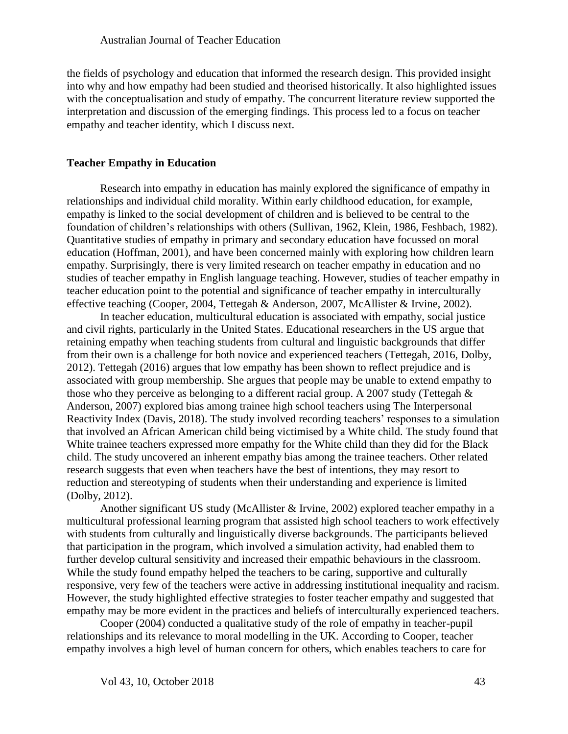the fields of psychology and education that informed the research design. This provided insight into why and how empathy had been studied and theorised historically. It also highlighted issues with the conceptualisation and study of empathy. The concurrent literature review supported the interpretation and discussion of the emerging findings. This process led to a focus on teacher empathy and teacher identity, which I discuss next.

## Teacher Empathy in Education

Research into empathy in education has mainly explored the significance of empathy in relationships and individual child morality. Within early childhood education, for example, empathy is linked to the social development of children and is believed to be central to the foundation of children's relationships with others (Sullivan, 1962, Klein, 1986, Feshbach, 1982). Quantitative studies of empathy in primary and secondary education have focussed on moral education (Hoffman, 2001), and have been concerned mainly with exploring how children learn empathy. Surprisingly, there is very limited research on teacher empathy in education and no studies of teacher empathy in English language teaching. However, studies of teacher empathy in teacher education point to the potential and significance of teacher empathy in interculturally effective teaching (Cooper, 2004, Tettegah & Anderson, 2007, McAllister & Irvine, 2002).

In teacher education, multicultural education is associated with empathy, social justice and civil rights, particularly in the United States. Educational researchers in the US argue that retaining empathy when teaching students from cultural and linguistic backgrounds that differ from their own is a challenge for both novice and experienced teachers (Tettegah, 2016, Dolby, 2012). Tettegah (2016) argues that low empathy has been shown to reflect prejudice and is associated with group membership. She argues that people may be unable to extend empathy to those who they perceive as belonging to a different racial group. A 2007 study (Tettegah & Anderson, 2007) explored bias among trainee high school teachers using The Interpersonal Reactivity Index (Davis, 2018). The study involved recording teachers' responses to a simulation that involved an African American child being victimised by a White child. The study found that White trainee teachers expressed more empathy for the White child than they did for the Black child. The study uncovered an inherent empathy bias among the trainee teachers. Other related research suggests that even when teachers have the best of intentions, they may resort to reduction and stereotyping of students when their understanding and experience is limited (Dolby, 2012).

Another significant US study (McAllister & Irvine, 2002) explored teacher empathy in a multicultural professional learning program that assisted high school teachers to work effectively with students from culturally and linguistically diverse backgrounds. The participants believed that participation in the program, which involved a simulation activity, had enabled them to further develop cultural sensitivity and increased their empathic behaviours in the classroom. While the study found empathy helped the teachers to be caring, supportive and culturally responsive, very few of the teachers were active in addressing institutional inequality and racism. However, the study highlighted effective strategies to foster teacher empathy and suggested that empathy may be more evident in the practices and beliefs of interculturally experienced teachers.

Cooper (2004) conducted a qualitative study of the role of empathy in teacher-pupil relationships and its relevance to moral modelling in the UK. According to Cooper, teacher empathy involves a high level of human concern for others, which enables teachers to care for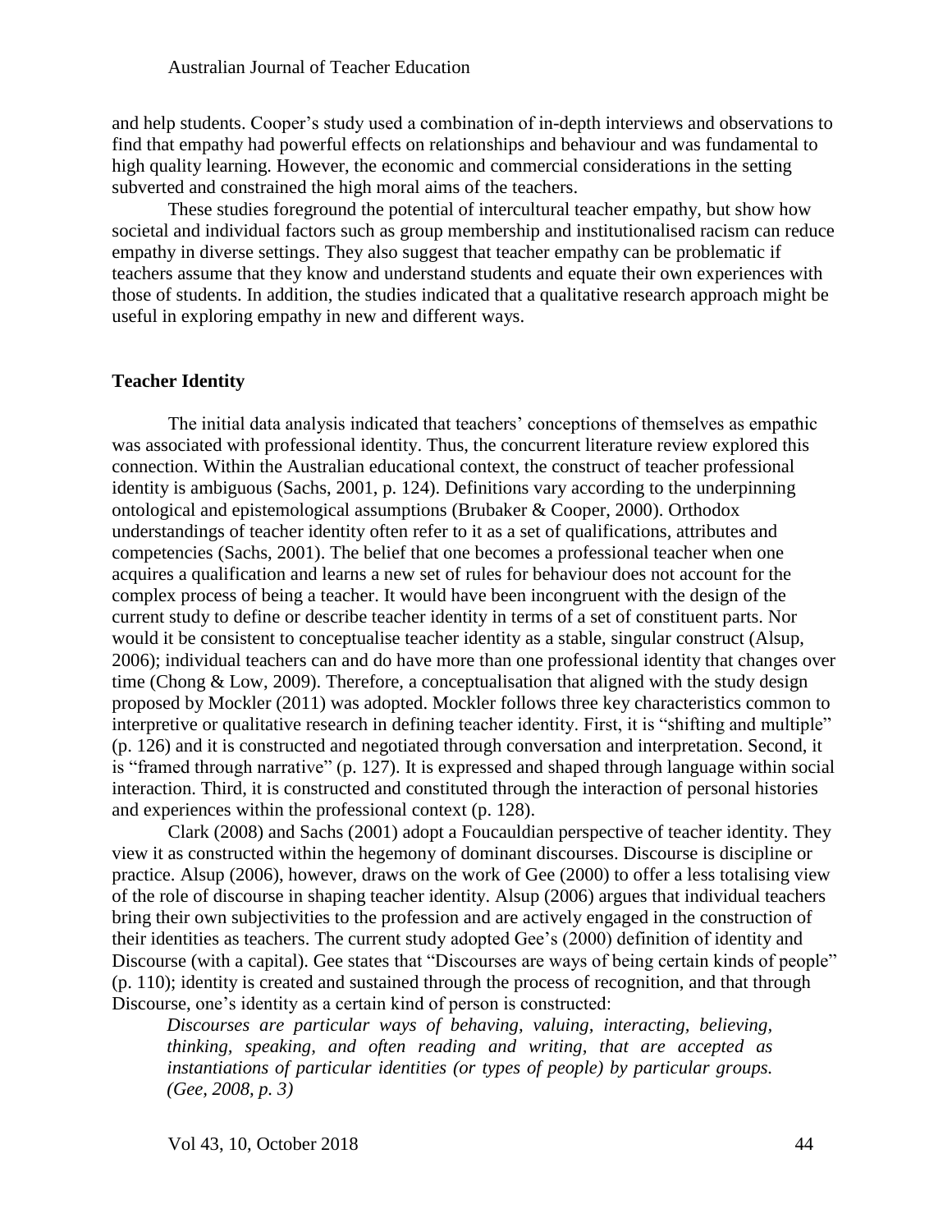and help students. Cooper's study used a combination of in-depth interviews and observations to find that empathy had powerful effects on relationships and behaviour and was fundamental to high quality learning. However, the economic and commercial considerations in the setting subverted and constrained the high moral aims of the teachers.

These studies foreground the potential of intercultural teacher empathy, but show how societal and individual factors such as group membership and institutionalised racism can reduce empathy in diverse settings. They also suggest that teacher empathy can be problematic if teachers assume that they know and understand students and equate their own experiences with those of students. In addition, the studies indicated that a qualitative research approach might be useful in exploring empathy in new and different ways.

## Teacher Identity

The initial data analysis indicated that teachers' conceptions of themselves as empathic was associated with professional identity. Thus, the concurrent literature review explored this connection. Within the Australian educational context, the construct of teacher professional identity is ambiguous (Sachs, 2001, p. 124). Definitions vary according to the underpinning ontological and epistemological assumptions (Brubaker & Cooper, 2000). Orthodox understandings of teacher identity often refer to it as a set of qualifications, attributes and competencies (Sachs, 2001). The belief that one becomes a professional teacher when one acquires a qualification and learns a new set of rules for behaviour does not account for the complex process of being a teacher. It would have been incongruent with the design of the current study to define or describe teacher identity in terms of a set of constituent parts. Nor would it be consistent to conceptualise teacher identity as a stable, singular construct (Alsup, 2006); individual teachers can and do have more than one professional identity that changes over time (Chong & Low, 2009). Therefore, a conceptualisation that aligned with the study design proposed by Mockler (2011) was adopted. Mockler follows three key characteristics common to interpretive or qualitative research in defining teacher identity. First, it is "shifting and multiple" (p. 126) and it is constructed and negotiated through conversation and interpretation. Second, it is "framed through narrative" (p. 127). It is expressed and shaped through language within social interaction. Third, it is constructed and constituted through the interaction of personal histories and experiences within the professional context (p. 128).

Clark (2008) and Sachs (2001) adopt a Foucauldian perspective of teacher identity. They view it as constructed within the hegemony of dominant discourses. Discourse is discipline or practice. Alsup (2006), however, draws on the work of Gee (2000) to offer a less totalising view of the role of discourse in shaping teacher identity. Alsup (2006) argues that individual teachers bring their own subjectivities to the profession and are actively engaged in the construction of their identities as teachers. The current study adopted Gee's (2000) definition of identity and Discourse (with a capital). Gee states that "Discourses are ways of being certain kinds of people" (p. 110); identity is created and sustained through the process of recognition, and that through Discourse, one's identity as a certain kind of person is constructed:

> *Discourses are particular ways of behaving, valuing, interacting, believing, thinking, speaking, and often reading and writing, that are accepted as instantiations of particular identities (or types of people) by particular groups. (Gee, 2008, p. 3)*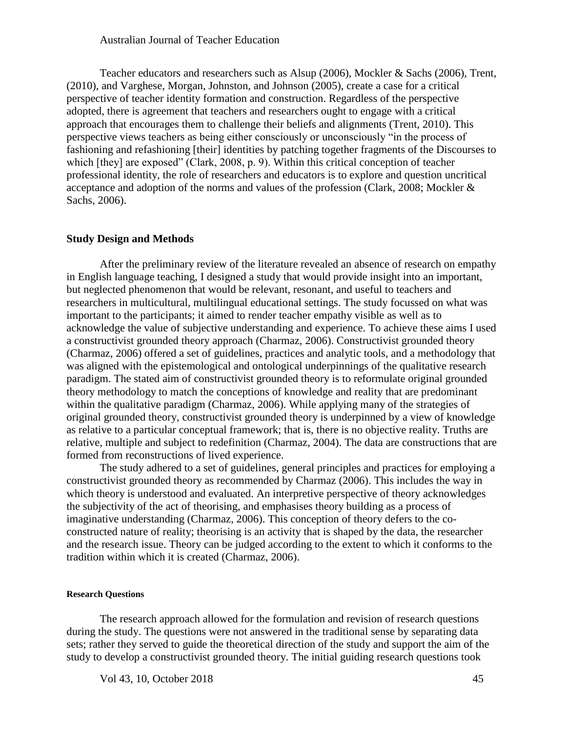Teacher educators and researchers such as Alsup (2006), Mockler & Sachs (2006), Trent, (2010), and Varghese, Morgan, Johnston, and Johnson (2005), create a case for a critical perspective of teacher identity formation and construction. Regardless of the perspective adopted, there is agreement that teachers and researchers ought to engage with a critical approach that encourages them to challenge their beliefs and alignments (Trent, 2010). This perspective views teachers as being either consciously or unconsciously "in the process of fashioning and refashioning [their] identities by patching together fragments of the Discourses to which [they] are exposed" (Clark, 2008, p. 9). Within this critical conception of teacher professional identity, the role of researchers and educators is to explore and question uncritical acceptance and adoption of the norms and values of the profession (Clark, 2008; Mockler & Sachs, 2006).

## Study Design and Methods

After the preliminary review of the literature revealed an absence of research on empathy in English language teaching, I designed a study that would provide insight into an important, but neglected phenomenon that would be relevant, resonant, and useful to teachers and researchers in multicultural, multilingual educational settings. The study focussed on what was important to the participants; it aimed to render teacher empathy visible as well as to acknowledge the value of subjective understanding and experience. To achieve these aims I used a constructivist grounded theory approach (Charmaz, 2006). Constructivist grounded theory (Charmaz, 2006) offered a set of guidelines, practices and analytic tools, and a methodology that was aligned with the epistemological and ontological underpinnings of the qualitative research paradigm. The stated aim of constructivist grounded theory is to reformulate original grounded theory methodology to match the conceptions of knowledge and reality that are predominant within the qualitative paradigm (Charmaz, 2006). While applying many of the strategies of original grounded theory, constructivist grounded theory is underpinned by a view of knowledge as relative to a particular conceptual framework; that is, there is no objective reality. Truths are relative, multiple and subject to redefinition (Charmaz, 2004). The data are constructions that are formed from reconstructions of lived experience.

The study adhered to a set of guidelines, general principles and practices for employing a constructivist grounded theory as recommended by Charmaz (2006). This includes the way in which theory is understood and evaluated. An interpretive perspective of theory acknowledges the subjectivity of the act of theorising, and emphasises theory building as a process of imaginative understanding (Charmaz, 2006). This conception of theory defers to the co-constructed nature of reality; theorising is an activity that is shaped by the data, the researcher and the research issue. Theory can be judged according to the extent to which it conforms to the tradition within which it is created (Charmaz, 2006).

### Research Questions

The research approach allowed for the formulation and revision of research questions during the study. The questions were not answered in the traditional sense by separating data sets; rather they served to guide the theoretical direction of the study and support the aim of the study to develop a constructivist grounded theory. The initial guiding research questions took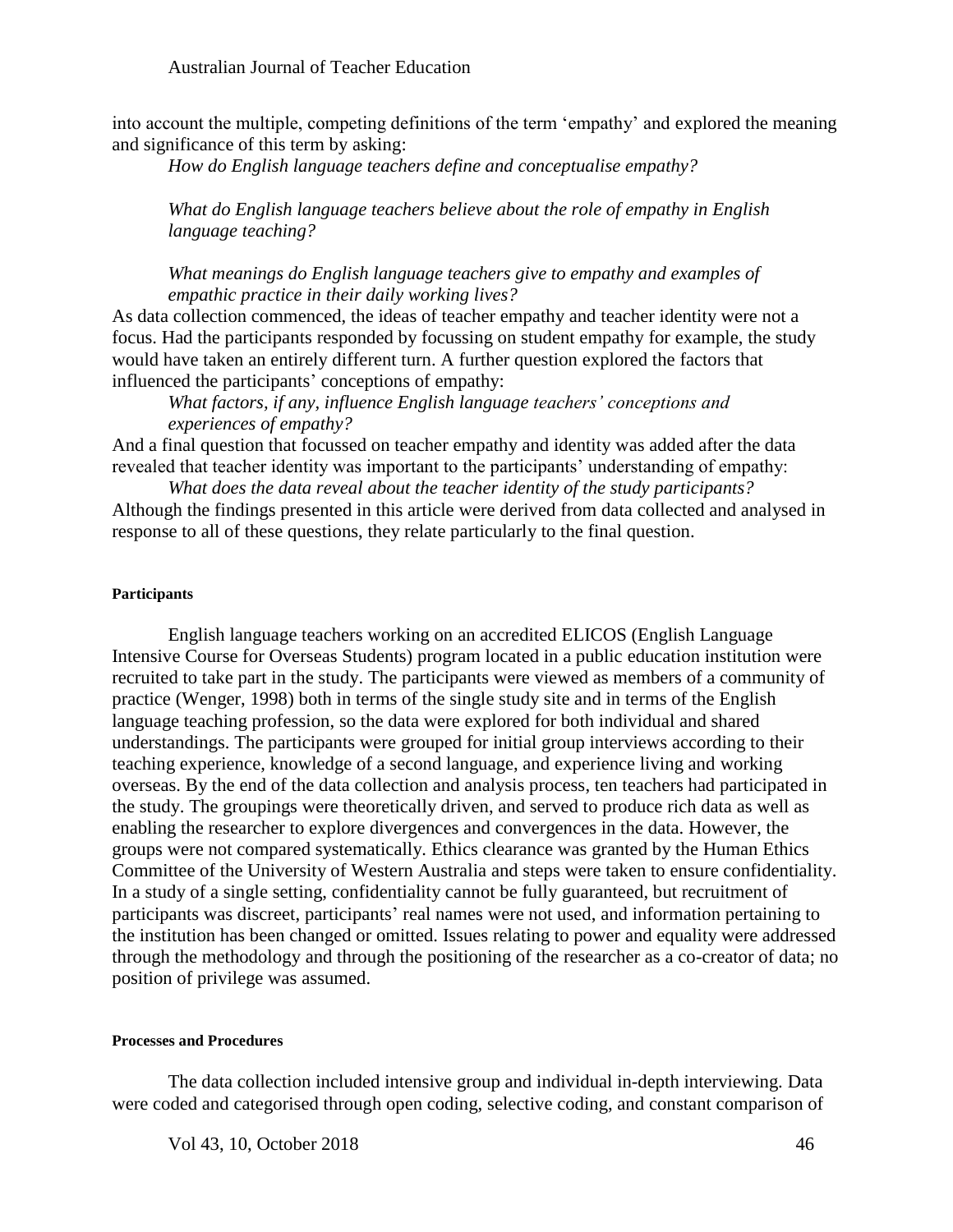into account the multiple, competing definitions of the term 'empathy' and explored the meaning and significance of this term by asking:

*How do English language teachers define and conceptualise empathy?*

*What do English language teachers believe about the role of empathy in English language teaching?*

*What meanings do English language teachers give to empathy and examples of empathic practice in their daily working lives?*

As data collection commenced, the ideas of teacher empathy and teacher identity were not a focus. Had the participants responded by focussing on student empathy for example, the study would have taken an entirely different turn. A further question explored the factors that influenced the participants' conceptions of empathy:

*What factors, if any, influence English language teachers' conceptions and experiences of empathy?*

And a final question that focussed on teacher empathy and identity was added after the data revealed that teacher identity was important to the participants' understanding of empathy:

*What does the data reveal about the teacher identity of the study participants?*

Although the findings presented in this article were derived from data collected and analysed in response to all of these questions, they relate particularly to the final question.

#### Participants

English language teachers working on an accredited ELICOS (English Language Intensive Course for Overseas Students) program located in a public education institution were recruited to take part in the study. The participants were viewed as members of a community of practice (Wenger, 1998) both in terms of the single study site and in terms of the English language teaching profession, so the data were explored for both individual and shared understandings. The participants were grouped for initial group interviews according to their teaching experience, knowledge of a second language, and experience living and working overseas. By the end of the data collection and analysis process, ten teachers had participated in the study. The groupings were theoretically driven, and served to produce rich data as well as enabling the researcher to explore divergences and convergences in the data. However, the groups were not compared systematically. Ethics clearance was granted by the Human Ethics Committee of the University of Western Australia and steps were taken to ensure confidentiality. In a study of a single setting, confidentiality cannot be fully guaranteed, but recruitment of participants was discreet, participants' real names were not used, and information pertaining to the institution has been changed or omitted. Issues relating to power and equality were addressed through the methodology and through the positioning of the researcher as a co-creator of data; no position of privilege was assumed.

#### Processes and Procedures

The data collection included intensive group and individual in-depth interviewing. Data were coded and categorised through open coding, selective coding, and constant comparison of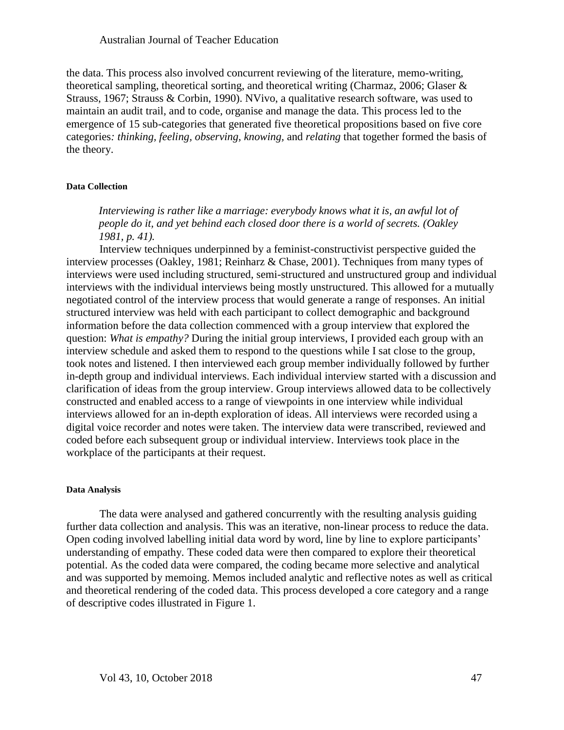the data. This process also involved concurrent reviewing of the literature, memo-writing, theoretical sampling, theoretical sorting, and theoretical writing (Charmaz, 2006; Glaser & Strauss, 1967; Strauss & Corbin, 1990). NVivo, a qualitative research software, was used to maintain an audit trail, and to code, organise and manage the data. This process led to the emergence of 15 sub-categories that generated five theoretical propositions based on five core categories*: thinking, feeling, observing, knowing*, and *relating* that together formed the basis of the theory.

#### Data Collection

> *Interviewing is rather like a marriage: everybody knows what it is, an awful lot of people do it, and yet behind each closed door there is a world of secrets. (Oakley 1981, p. 41).*

Interview techniques underpinned by a feminist-constructivist perspective guided the interview processes (Oakley, 1981; Reinharz & Chase, 2001). Techniques from many types of interviews were used including structured, semi-structured and unstructured group and individual interviews with the individual interviews being mostly unstructured. This allowed for a mutually negotiated control of the interview process that would generate a range of responses. An initial structured interview was held with each participant to collect demographic and background information before the data collection commenced with a group interview that explored the question: *What is empathy?* During the initial group interviews, I provided each group with an interview schedule and asked them to respond to the questions while I sat close to the group, took notes and listened. I then interviewed each group member individually followed by further in-depth group and individual interviews. Each individual interview started with a discussion and clarification of ideas from the group interview. Group interviews allowed data to be collectively constructed and enabled access to a range of viewpoints in one interview while individual interviews allowed for an in-depth exploration of ideas. All interviews were recorded using a digital voice recorder and notes were taken. The interview data were transcribed, reviewed and coded before each subsequent group or individual interview. Interviews took place in the workplace of the participants at their request.

#### Data Analysis

The data were analysed and gathered concurrently with the resulting analysis guiding further data collection and analysis. This was an iterative, non-linear process to reduce the data. Open coding involved labelling initial data word by word, line by line to explore participants' understanding of empathy. These coded data were then compared to explore their theoretical potential. As the coded data were compared, the coding became more selective and analytical and was supported by memoing. Memos included analytic and reflective notes as well as critical and theoretical rendering of the coded data. This process developed a core category and a range of descriptive codes illustrated in Figure 1.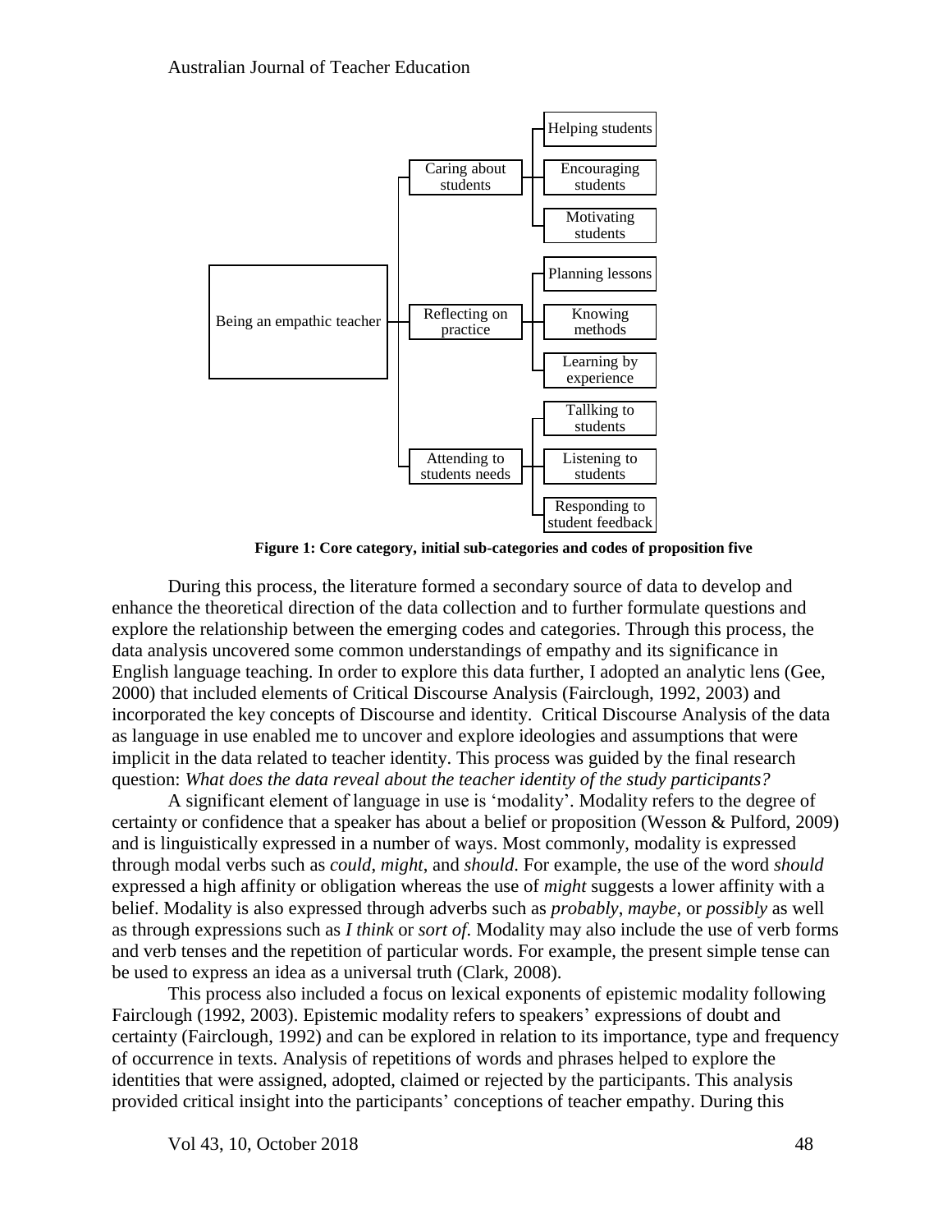- Being an empathic teacher
  - Caring about students
    - Helping students
    - Encouraging students
    - Motivating students
  - Reflecting on practice
    - Planning lessons
    - Knowing methods
    - Learning by experience
  - Attending to students needs
    - Tallking to students
    - Listening to students
    - Responding to student feedback

**Figure 1: Core category, initial sub-categories and codes of proposition five**

During this process, the literature formed a secondary source of data to develop and enhance the theoretical direction of the data collection and to further formulate questions and explore the relationship between the emerging codes and categories. Through this process, the data analysis uncovered some common understandings of empathy and its significance in English language teaching. In order to explore this data further, I adopted an analytic lens (Gee, 2000) that included elements of Critical Discourse Analysis (Fairclough, 1992, 2003) and incorporated the key concepts of Discourse and identity. Critical Discourse Analysis of the data as language in use enabled me to uncover and explore ideologies and assumptions that were implicit in the data related to teacher identity. This process was guided by the final research question: *What does the data reveal about the teacher identity of the study participants?*

A significant element of language in use is 'modality'. Modality refers to the degree of certainty or confidence that a speaker has about a belief or proposition (Wesson & Pulford, 2009) and is linguistically expressed in a number of ways. Most commonly, modality is expressed through modal verbs such as *could*, *might*, and *should*. For example, the use of the word *should* expressed a high affinity or obligation whereas the use of *might* suggests a lower affinity with a belief. Modality is also expressed through adverbs such as *probably*, *maybe*, or *possibly* as well as through expressions such as *I think* or *sort of*. Modality may also include the use of verb forms and verb tenses and the repetition of particular words. For example, the present simple tense can be used to express an idea as a universal truth (Clark, 2008).

This process also included a focus on lexical exponents of epistemic modality following Fairclough (1992, 2003). Epistemic modality refers to speakers' expressions of doubt and certainty (Fairclough, 1992) and can be explored in relation to its importance, type and frequency of occurrence in texts. Analysis of repetitions of words and phrases helped to explore the identities that were assigned, adopted, claimed or rejected by the participants. This analysis provided critical insight into the participants' conceptions of teacher empathy. During this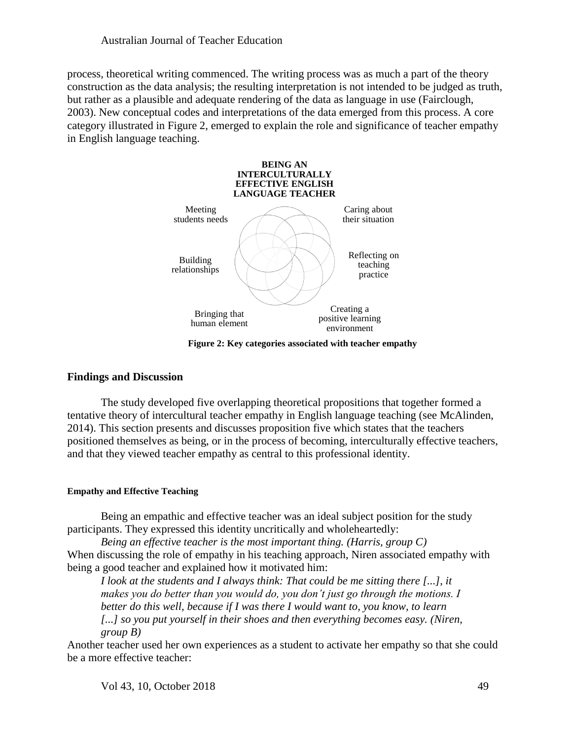process, theoretical writing commenced. The writing process was as much a part of the theory construction as the data analysis; the resulting interpretation is not intended to be judged as truth, but rather as a plausible and adequate rendering of the data as language in use (Fairclough, 2003). New conceptual codes and interpretations of the data emerged from this process. A core category illustrated in Figure 2, emerged to explain the role and significance of teacher empathy in English language teaching.

**BEING AN INTERCULTURALLY EFFECTIVE ENGLISH LANGUAGE TEACHER**

Meeting students needs

Caring about their situation

Building relationships

Reflecting on teaching practice

Bringing that human element

Creating a positive learning environment

**Figure 2: Key categories associated with teacher empathy**

## Findings and Discussion

The study developed five overlapping theoretical propositions that together formed a tentative theory of intercultural teacher empathy in English language teaching (see McAlinden, 2014). This section presents and discusses proposition five which states that the teachers positioned themselves as being, or in the process of becoming, interculturally effective teachers, and that they viewed teacher empathy as central to this professional identity.

#### Empathy and Effective Teaching

Being an empathic and effective teacher was an ideal subject position for the study participants. They expressed this identity uncritically and wholeheartedly:

*Being an effective teacher is the most important thing. (Harris, group C)*

When discussing the role of empathy in his teaching approach, Niren associated empathy with being a good teacher and explained how it motivated him:

*I look at the students and I always think: That could be me sitting there [...], it makes you do better than you would do, you don't just go through the motions. I better do this well, because if I was there I would want to, you know, to learn [...] so you put yourself in their shoes and then everything becomes easy. (Niren, group B)*

Another teacher used her own experiences as a student to activate her empathy so that she could be a more effective teacher: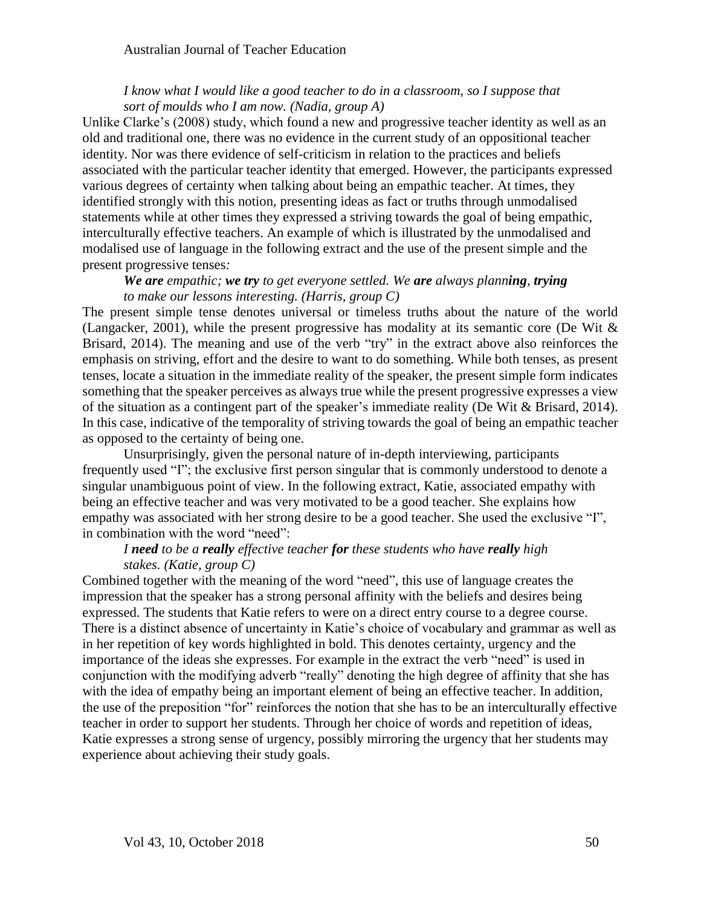*I know what I would like a good teacher to do in a classroom, so I suppose that sort of moulds who I am now. (Nadia, group A)*

Unlike Clarke's (2008) study, which found a new and progressive teacher identity as well as an old and traditional one, there was no evidence in the current study of an oppositional teacher identity. Nor was there evidence of self-criticism in relation to the practices and beliefs associated with the particular teacher identity that emerged. However, the participants expressed various degrees of certainty when talking about being an empathic teacher. At times, they identified strongly with this notion, presenting ideas as fact or truths through unmodalised statements while at other times they expressed a striving towards the goal of being empathic, interculturally effective teachers. An example of which is illustrated by the unmodalised and modalised use of language in the following extract and the use of the present simple and the present progressive tenses:

> ***We are*** *empathic;* ***we try*** *to get everyone settled. We* ***are*** *always plann****ing****,* ***trying*** *to make our lessons interesting. (Harris, group C)*

The present simple tense denotes universal or timeless truths about the nature of the world (Langacker, 2001), while the present progressive has modality at its semantic core (De Wit & Brisard, 2014). The meaning and use of the verb "try" in the extract above also reinforces the emphasis on striving, effort and the desire to want to do something. While both tenses, as present tenses, locate a situation in the immediate reality of the speaker, the present simple form indicates something that the speaker perceives as always true while the present progressive expresses a view of the situation as a contingent part of the speaker's immediate reality (De Wit & Brisard, 2014). In this case, indicative of the temporality of striving towards the goal of being an empathic teacher as opposed to the certainty of being one.

Unsurprisingly, given the personal nature of in-depth interviewing, participants frequently used "I"; the exclusive first person singular that is commonly understood to denote a singular unambiguous point of view. In the following extract, Katie, associated empathy with being an effective teacher and was very motivated to be a good teacher. She explains how empathy was associated with her strong desire to be a good teacher. She used the exclusive "I", in combination with the word "need":

> *I* ***need*** *to be a* ***really*** *effective teacher* ***for*** *these students who have* ***really*** *high stakes. (Katie, group C)*

Combined together with the meaning of the word "need", this use of language creates the impression that the speaker has a strong personal affinity with the beliefs and desires being expressed. The students that Katie refers to were on a direct entry course to a degree course. There is a distinct absence of uncertainty in Katie's choice of vocabulary and grammar as well as in her repetition of key words highlighted in bold. This denotes certainty, urgency and the importance of the ideas she expresses. For example in the extract the verb "need" is used in conjunction with the modifying adverb "really" denoting the high degree of affinity that she has with the idea of empathy being an important element of being an effective teacher. In addition, the use of the preposition "for" reinforces the notion that she has to be an interculturally effective teacher in order to support her students. Through her choice of words and repetition of ideas, Katie expresses a strong sense of urgency, possibly mirroring the urgency that her students may experience about achieving their study goals.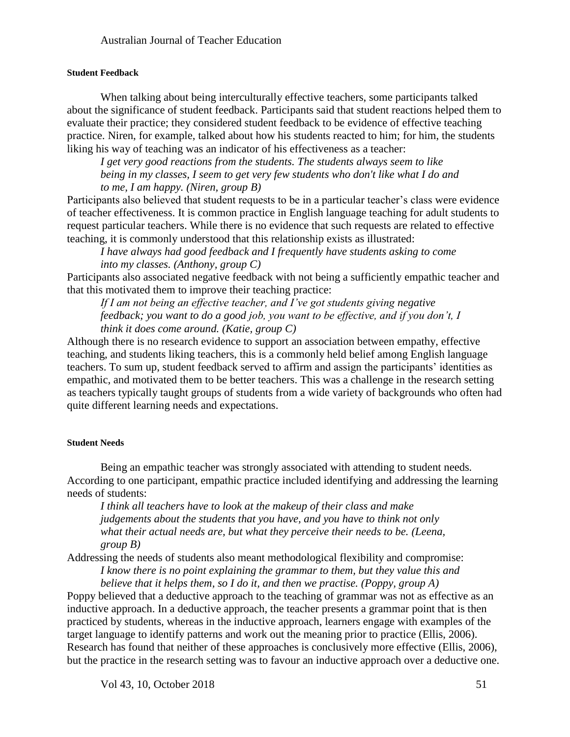#### Student Feedback

When talking about being interculturally effective teachers, some participants talked about the significance of student feedback. Participants said that student reactions helped them to evaluate their practice; they considered student feedback to be evidence of effective teaching practice. Niren, for example, talked about how his students reacted to him; for him, the students liking his way of teaching was an indicator of his effectiveness as a teacher:

> *I get very good reactions from the students. The students always seem to like being in my classes, I seem to get very few students who don't like what I do and to me, I am happy. (Niren, group B)*

Participants also believed that student requests to be in a particular teacher's class were evidence of teacher effectiveness. It is common practice in English language teaching for adult students to request particular teachers. While there is no evidence that such requests are related to effective teaching, it is commonly understood that this relationship exists as illustrated:

> *I have always had good feedback and I frequently have students asking to come into my classes. (Anthony, group C)*

Participants also associated negative feedback with not being a sufficiently empathic teacher and that this motivated them to improve their teaching practice:

> *If I am not being an effective teacher, and I've got students giving negative feedback; you want to do a good job, you want to be effective, and if you don't, I think it does come around. (Katie, group C)*

Although there is no research evidence to support an association between empathy, effective teaching, and students liking teachers, this is a commonly held belief among English language teachers. To sum up, student feedback served to affirm and assign the participants' identities as empathic, and motivated them to be better teachers. This was a challenge in the research setting as teachers typically taught groups of students from a wide variety of backgrounds who often had quite different learning needs and expectations.

#### Student Needs

Being an empathic teacher was strongly associated with attending to student needs. According to one participant, empathic practice included identifying and addressing the learning needs of students:

> *I think all teachers have to look at the makeup of their class and make judgements about the students that you have, and you have to think not only what their actual needs are, but what they perceive their needs to be. (Leena, group B)*

Addressing the needs of students also meant methodological flexibility and compromise:

> *I know there is no point explaining the grammar to them, but they value this and believe that it helps them, so I do it, and then we practise. (Poppy, group A)*

Poppy believed that a deductive approach to the teaching of grammar was not as effective as an inductive approach. In a deductive approach, the teacher presents a grammar point that is then practiced by students, whereas in the inductive approach, learners engage with examples of the target language to identify patterns and work out the meaning prior to practice (Ellis, 2006). Research has found that neither of these approaches is conclusively more effective (Ellis, 2006), but the practice in the research setting was to favour an inductive approach over a deductive one.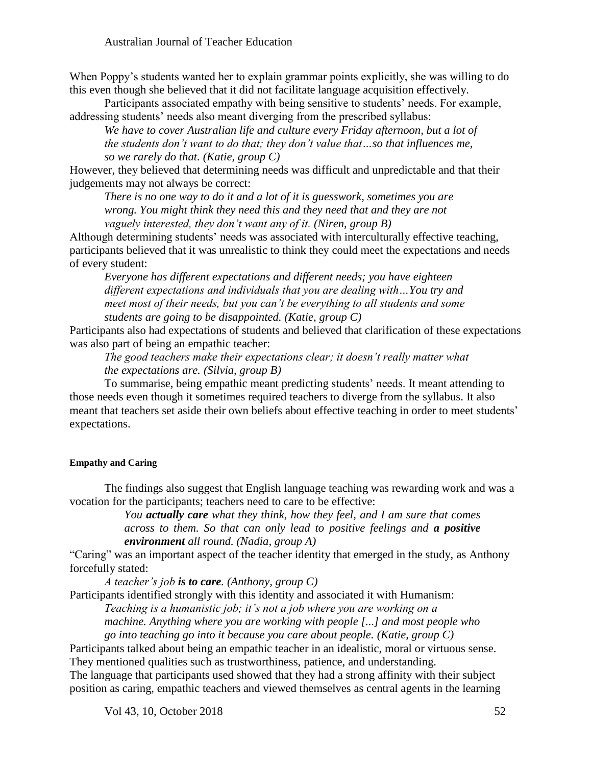When Poppy's students wanted her to explain grammar points explicitly, she was willing to do this even though she believed that it did not facilitate language acquisition effectively.

Participants associated empathy with being sensitive to students' needs. For example, addressing students' needs also meant diverging from the prescribed syllabus:

> *We have to cover Australian life and culture every Friday afternoon, but a lot of the students don't want to do that; they don't value that…so that influences me, so we rarely do that. (Katie, group C)*

However, they believed that determining needs was difficult and unpredictable and that their judgements may not always be correct:

> *There is no one way to do it and a lot of it is guesswork, sometimes you are wrong. You might think they need this and they need that and they are not vaguely interested, they don't want any of it. (Niren, group B)*

Although determining students' needs was associated with interculturally effective teaching, participants believed that it was unrealistic to think they could meet the expectations and needs of every student:

> *Everyone has different expectations and different needs; you have eighteen different expectations and individuals that you are dealing with…You try and meet most of their needs, but you can't be everything to all students and some students are going to be disappointed. (Katie, group C)*

Participants also had expectations of students and believed that clarification of these expectations was also part of being an empathic teacher:

> *The good teachers make their expectations clear; it doesn't really matter what the expectations are. (Silvia, group B)*

To summarise, being empathic meant predicting students' needs. It meant attending to those needs even though it sometimes required teachers to diverge from the syllabus. It also meant that teachers set aside their own beliefs about effective teaching in order to meet students' expectations.

#### Empathy and Caring

The findings also suggest that English language teaching was rewarding work and was a vocation for the participants; teachers need to care to be effective:

> *You **actually care** what they think, how they feel, and I am sure that comes across to them. So that can only lead to positive feelings and **a positive environment** all round. (Nadia, group A)*

"Caring" was an important aspect of the teacher identity that emerged in the study, as Anthony forcefully stated:

> *A teacher's job **is to care**. (Anthony, group C)*

Participants identified strongly with this identity and associated it with Humanism:

> *Teaching is a humanistic job; it's not a job where you are working on a machine. Anything where you are working with people [...] and most people who go into teaching go into it because you care about people. (Katie, group C)*

Participants talked about being an empathic teacher in an idealistic, moral or virtuous sense. They mentioned qualities such as trustworthiness, patience, and understanding.
The language that participants used showed that they had a strong affinity with their subject position as caring, empathic teachers and viewed themselves as central agents in the learning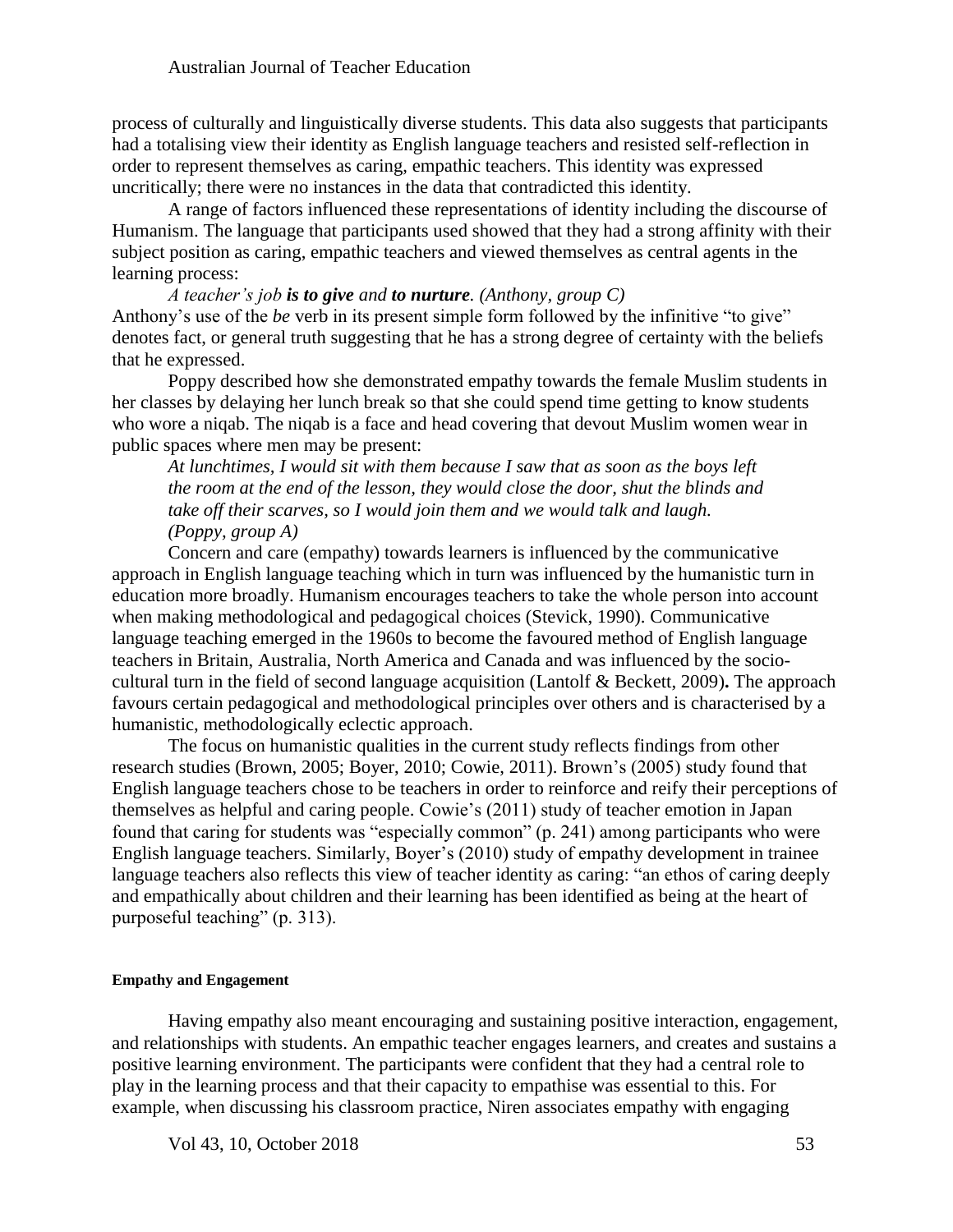process of culturally and linguistically diverse students. This data also suggests that participants had a totalising view their identity as English language teachers and resisted self-reflection in order to represent themselves as caring, empathic teachers. This identity was expressed uncritically; there were no instances in the data that contradicted this identity.

A range of factors influenced these representations of identity including the discourse of Humanism. The language that participants used showed that they had a strong affinity with their subject position as caring, empathic teachers and viewed themselves as central agents in the learning process:

> *A teacher's job **is to give** and **to nurture**. (Anthony, group C)*

Anthony's use of the *be* verb in its present simple form followed by the infinitive "to give" denotes fact, or general truth suggesting that he has a strong degree of certainty with the beliefs that he expressed.

Poppy described how she demonstrated empathy towards the female Muslim students in her classes by delaying her lunch break so that she could spend time getting to know students who wore a niqab. The niqab is a face and head covering that devout Muslim women wear in public spaces where men may be present:

> *At lunchtimes, I would sit with them because I saw that as soon as the boys left the room at the end of the lesson, they would close the door, shut the blinds and take off their scarves, so I would join them and we would talk and laugh. (Poppy, group A)*

Concern and care (empathy) towards learners is influenced by the communicative approach in English language teaching which in turn was influenced by the humanistic turn in education more broadly. Humanism encourages teachers to take the whole person into account when making methodological and pedagogical choices (Stevick, 1990). Communicative language teaching emerged in the 1960s to become the favoured method of English language teachers in Britain, Australia, North America and Canada and was influenced by the socio-cultural turn in the field of second language acquisition (Lantolf & Beckett, 2009). The approach favours certain pedagogical and methodological principles over others and is characterised by a humanistic, methodologically eclectic approach.

The focus on humanistic qualities in the current study reflects findings from other research studies (Brown, 2005; Boyer, 2010; Cowie, 2011). Brown's (2005) study found that English language teachers chose to be teachers in order to reinforce and reify their perceptions of themselves as helpful and caring people. Cowie's (2011) study of teacher emotion in Japan found that caring for students was "especially common" (p. 241) among participants who were English language teachers. Similarly, Boyer's (2010) study of empathy development in trainee language teachers also reflects this view of teacher identity as caring: "an ethos of caring deeply and empathically about children and their learning has been identified as being at the heart of purposeful teaching" (p. 313).

#### Empathy and Engagement

Having empathy also meant encouraging and sustaining positive interaction, engagement, and relationships with students. An empathic teacher engages learners, and creates and sustains a positive learning environment. The participants were confident that they had a central role to play in the learning process and that their capacity to empathise was essential to this. For example, when discussing his classroom practice, Niren associates empathy with engaging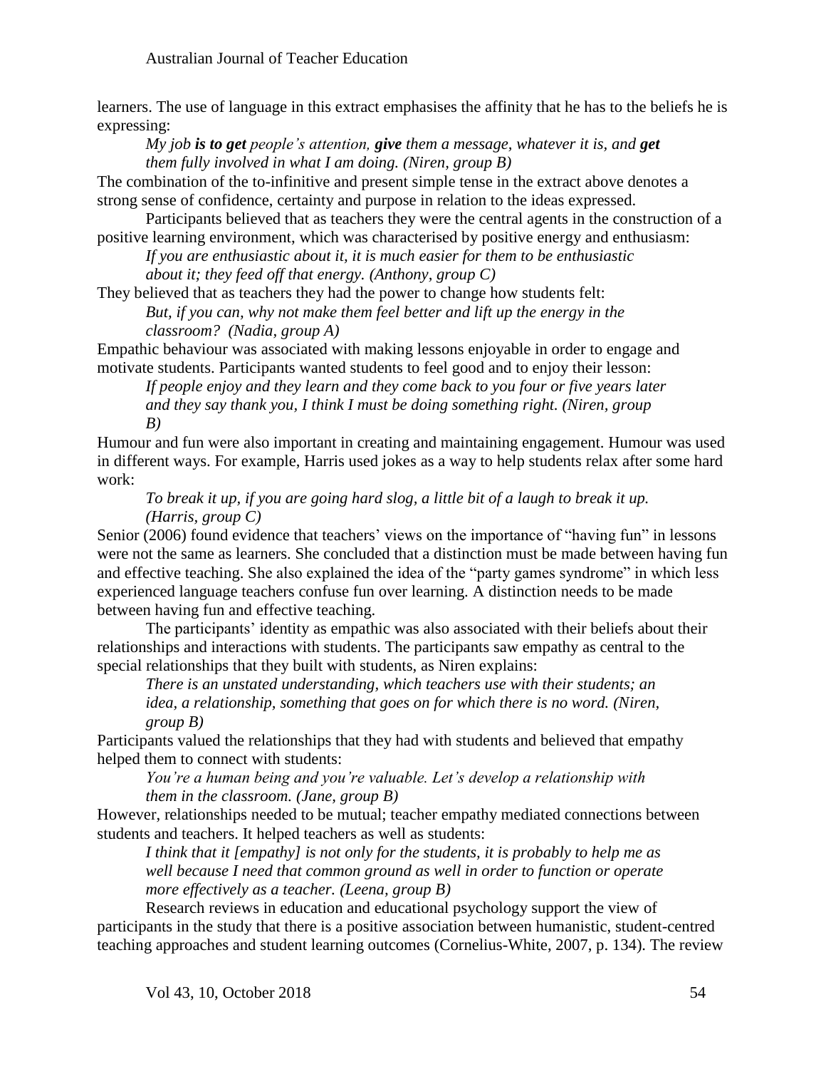learners. The use of language in this extract emphasises the affinity that he has to the beliefs he is expressing:

> *My job **is to get** people's attention, **give** them a message, whatever it is, and **get** them fully involved in what I am doing. (Niren, group B)*

The combination of the to-infinitive and present simple tense in the extract above denotes a strong sense of confidence, certainty and purpose in relation to the ideas expressed.

Participants believed that as teachers they were the central agents in the construction of a positive learning environment, which was characterised by positive energy and enthusiasm:

> *If you are enthusiastic about it, it is much easier for them to be enthusiastic about it; they feed off that energy. (Anthony, group C)*

They believed that as teachers they had the power to change how students felt:

> *But, if you can, why not make them feel better and lift up the energy in the classroom? (Nadia, group A)*

Empathic behaviour was associated with making lessons enjoyable in order to engage and motivate students. Participants wanted students to feel good and to enjoy their lesson:

> *If people enjoy and they learn and they come back to you four or five years later and they say thank you, I think I must be doing something right. (Niren, group B)*

Humour and fun were also important in creating and maintaining engagement. Humour was used in different ways. For example, Harris used jokes as a way to help students relax after some hard work:

> *To break it up, if you are going hard slog, a little bit of a laugh to break it up. (Harris, group C)*

Senior (2006) found evidence that teachers' views on the importance of "having fun" in lessons were not the same as learners. She concluded that a distinction must be made between having fun and effective teaching. She also explained the idea of the "party games syndrome" in which less experienced language teachers confuse fun over learning. A distinction needs to be made between having fun and effective teaching.

The participants' identity as empathic was also associated with their beliefs about their relationships and interactions with students. The participants saw empathy as central to the special relationships that they built with students, as Niren explains:

> *There is an unstated understanding, which teachers use with their students; an idea, a relationship, something that goes on for which there is no word. (Niren, group B)*

Participants valued the relationships that they had with students and believed that empathy helped them to connect with students:

> *You're a human being and you're valuable. Let's develop a relationship with them in the classroom. (Jane, group B)*

However, relationships needed to be mutual; teacher empathy mediated connections between students and teachers. It helped teachers as well as students:

> *I think that it [empathy] is not only for the students, it is probably to help me as well because I need that common ground as well in order to function or operate more effectively as a teacher. (Leena, group B)*

Research reviews in education and educational psychology support the view of participants in the study that there is a positive association between humanistic, student-centred teaching approaches and student learning outcomes (Cornelius-White, 2007, p. 134). The review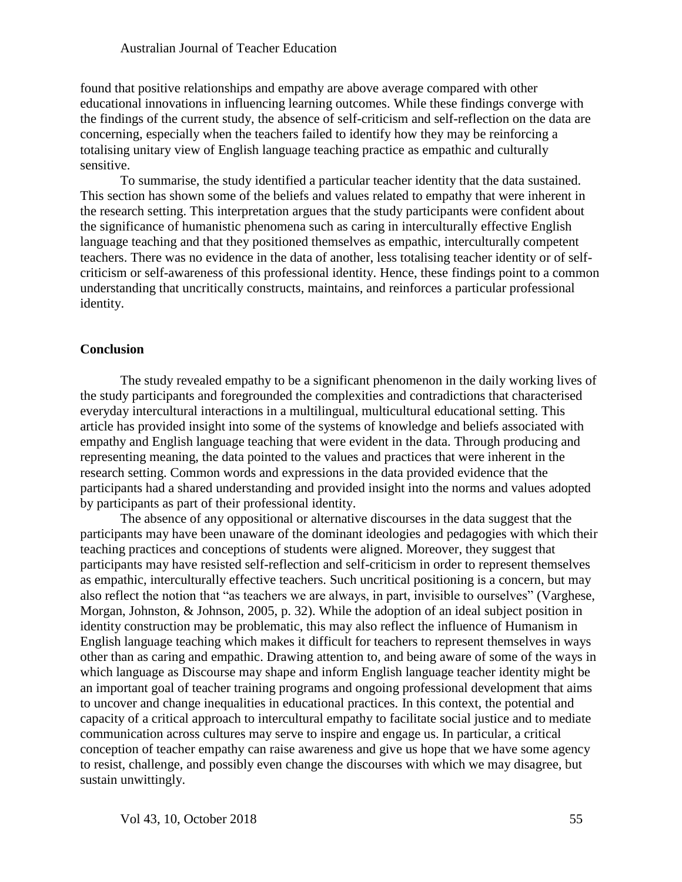found that positive relationships and empathy are above average compared with other educational innovations in influencing learning outcomes. While these findings converge with the findings of the current study, the absence of self-criticism and self-reflection on the data are concerning, especially when the teachers failed to identify how they may be reinforcing a totalising unitary view of English language teaching practice as empathic and culturally sensitive.

To summarise, the study identified a particular teacher identity that the data sustained. This section has shown some of the beliefs and values related to empathy that were inherent in the research setting. This interpretation argues that the study participants were confident about the significance of humanistic phenomena such as caring in interculturally effective English language teaching and that they positioned themselves as empathic, interculturally competent teachers. There was no evidence in the data of another, less totalising teacher identity or of self-criticism or self-awareness of this professional identity. Hence, these findings point to a common understanding that uncritically constructs, maintains, and reinforces a particular professional identity.

## Conclusion

The study revealed empathy to be a significant phenomenon in the daily working lives of the study participants and foregrounded the complexities and contradictions that characterised everyday intercultural interactions in a multilingual, multicultural educational setting. This article has provided insight into some of the systems of knowledge and beliefs associated with empathy and English language teaching that were evident in the data. Through producing and representing meaning, the data pointed to the values and practices that were inherent in the research setting. Common words and expressions in the data provided evidence that the participants had a shared understanding and provided insight into the norms and values adopted by participants as part of their professional identity.

The absence of any oppositional or alternative discourses in the data suggest that the participants may have been unaware of the dominant ideologies and pedagogies with which their teaching practices and conceptions of students were aligned. Moreover, they suggest that participants may have resisted self-reflection and self-criticism in order to represent themselves as empathic, interculturally effective teachers. Such uncritical positioning is a concern, but may also reflect the notion that "as teachers we are always, in part, invisible to ourselves" (Varghese, Morgan, Johnston, & Johnson, 2005, p. 32). While the adoption of an ideal subject position in identity construction may be problematic, this may also reflect the influence of Humanism in English language teaching which makes it difficult for teachers to represent themselves in ways other than as caring and empathic. Drawing attention to, and being aware of some of the ways in which language as Discourse may shape and inform English language teacher identity might be an important goal of teacher training programs and ongoing professional development that aims to uncover and change inequalities in educational practices. In this context, the potential and capacity of a critical approach to intercultural empathy to facilitate social justice and to mediate communication across cultures may serve to inspire and engage us. In particular, a critical conception of teacher empathy can raise awareness and give us hope that we have some agency to resist, challenge, and possibly even change the discourses with which we may disagree, but sustain unwittingly.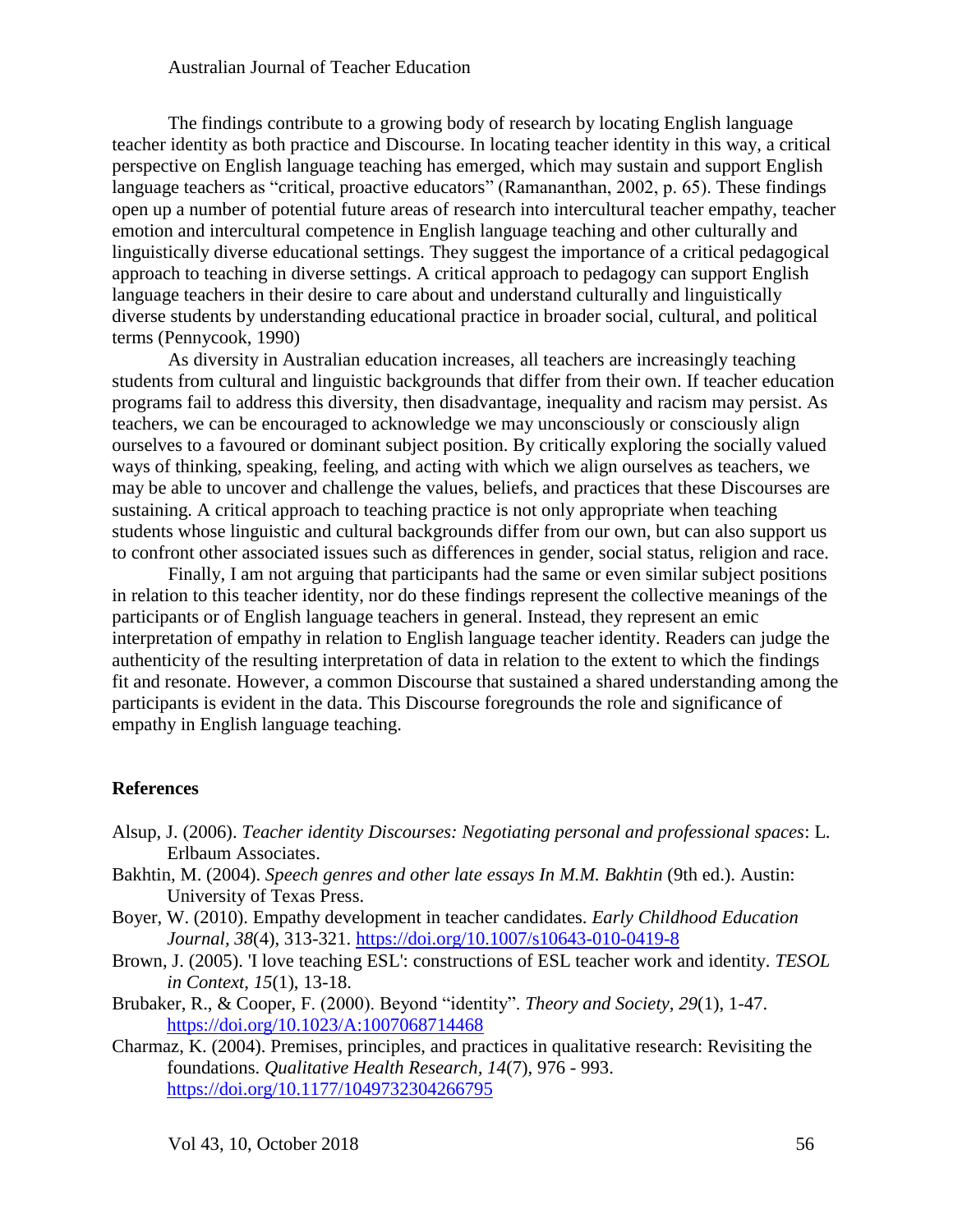The findings contribute to a growing body of research by locating English language teacher identity as both practice and Discourse. In locating teacher identity in this way, a critical perspective on English language teaching has emerged, which may sustain and support English language teachers as "critical, proactive educators" (Ramananthan, 2002, p. 65). These findings open up a number of potential future areas of research into intercultural teacher empathy, teacher emotion and intercultural competence in English language teaching and other culturally and linguistically diverse educational settings. They suggest the importance of a critical pedagogical approach to teaching in diverse settings. A critical approach to pedagogy can support English language teachers in their desire to care about and understand culturally and linguistically diverse students by understanding educational practice in broader social, cultural, and political terms (Pennycook, 1990)

As diversity in Australian education increases, all teachers are increasingly teaching students from cultural and linguistic backgrounds that differ from their own. If teacher education programs fail to address this diversity, then disadvantage, inequality and racism may persist. As teachers, we can be encouraged to acknowledge we may unconsciously or consciously align ourselves to a favoured or dominant subject position. By critically exploring the socially valued ways of thinking, speaking, feeling, and acting with which we align ourselves as teachers, we may be able to uncover and challenge the values, beliefs, and practices that these Discourses are sustaining. A critical approach to teaching practice is not only appropriate when teaching students whose linguistic and cultural backgrounds differ from our own, but can also support us to confront other associated issues such as differences in gender, social status, religion and race.

Finally, I am not arguing that participants had the same or even similar subject positions in relation to this teacher identity, nor do these findings represent the collective meanings of the participants or of English language teachers in general. Instead, they represent an emic interpretation of empathy in relation to English language teacher identity. Readers can judge the authenticity of the resulting interpretation of data in relation to the extent to which the findings fit and resonate. However, a common Discourse that sustained a shared understanding among the participants is evident in the data. This Discourse foregrounds the role and significance of empathy in English language teaching.

## References

Alsup, J. (2006). *Teacher identity Discourses: Negotiating personal and professional spaces*: L. Erlbaum Associates.

Bakhtin, M. (2004). *Speech genres and other late essays In M.M. Bakhtin* (9th ed.). Austin: University of Texas Press.

Boyer, W. (2010). Empathy development in teacher candidates. *Early Childhood Education Journal*, *38*(4), 313-321. https://doi.org/10.1007/s10643-010-0419-8

Brown, J. (2005). 'I love teaching ESL': constructions of ESL teacher work and identity. *TESOL in Context*, *15*(1), 13-18.

Brubaker, R., & Cooper, F. (2000). Beyond "identity". *Theory and Society*, *29*(1), 1-47. https://doi.org/10.1023/A:1007068714468

Charmaz, K. (2004). Premises, principles, and practices in qualitative research: Revisiting the foundations. *Qualitative Health Research*, *14*(7), 976 - 993. https://doi.org/10.1177/1049732304266795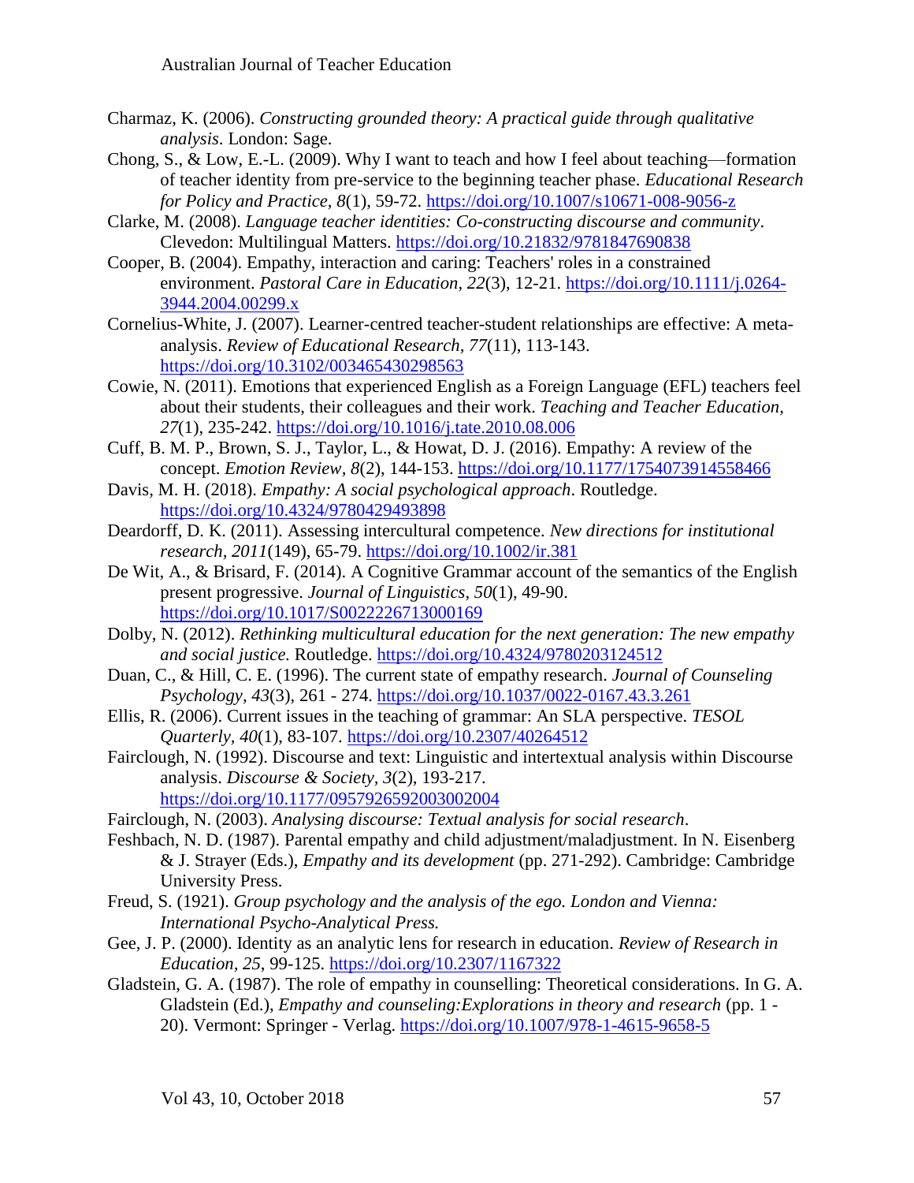Charmaz, K. (2006). *Constructing grounded theory: A practical guide through qualitative analysis*. London: Sage.

Chong, S., & Low, E.-L. (2009). Why I want to teach and how I feel about teaching—formation of teacher identity from pre-service to the beginning teacher phase. *Educational Research for Policy and Practice*, *8*(1), 59-72. https://doi.org/10.1007/s10671-008-9056-z

Clarke, M. (2008). *Language teacher identities: Co-constructing discourse and community*. Clevedon: Multilingual Matters. https://doi.org/10.21832/9781847690838

Cooper, B. (2004). Empathy, interaction and caring: Teachers' roles in a constrained environment. *Pastoral Care in Education*, *22*(3), 12-21. https://doi.org/10.1111/j.0264-3944.2004.00299.x

Cornelius-White, J. (2007). Learner-centred teacher-student relationships are effective: A meta-analysis. *Review of Educational Research*, *77*(11), 113-143. https://doi.org/10.3102/003465430298563

Cowie, N. (2011). Emotions that experienced English as a Foreign Language (EFL) teachers feel about their students, their colleagues and their work. *Teaching and Teacher Education, 27*(1), 235-242. https://doi.org/10.1016/j.tate.2010.08.006

Cuff, B. M. P., Brown, S. J., Taylor, L., & Howat, D. J. (2016). Empathy: A review of the concept. *Emotion Review*, *8*(2), 144-153. https://doi.org/10.1177/1754073914558466

Davis, M. H. (2018). *Empathy: A social psychological approach*. Routledge. https://doi.org/10.4324/9780429493898

Deardorff, D. K. (2011). Assessing intercultural competence. *New directions for institutional research*, *2011*(149), 65-79. https://doi.org/10.1002/ir.381

De Wit, A., & Brisard, F. (2014). A Cognitive Grammar account of the semantics of the English present progressive. *Journal of Linguistics*, *50*(1), 49-90. https://doi.org/10.1017/S0022226713000169

Dolby, N. (2012). *Rethinking multicultural education for the next generation: The new empathy and social justice.* Routledge. https://doi.org/10.4324/9780203124512

Duan, C., & Hill, C. E. (1996). The current state of empathy research. *Journal of Counseling Psychology, 43*(3), 261 - 274. https://doi.org/10.1037/0022-0167.43.3.261

Ellis, R. (2006). Current issues in the teaching of grammar: An SLA perspective. *TESOL Quarterly, 40*(1), 83-107. https://doi.org/10.2307/40264512

Fairclough, N. (1992). Discourse and text: Linguistic and intertextual analysis within Discourse analysis. *Discourse & Society, 3*(2), 193-217. https://doi.org/10.1177/0957926592003002004

Fairclough, N. (2003). *Analysing discourse: Textual analysis for social research*.

Feshbach, N. D. (1987). Parental empathy and child adjustment/maladjustment. In N. Eisenberg & J. Strayer (Eds.), *Empathy and its development* (pp. 271-292). Cambridge: Cambridge University Press.

Freud, S. (1921). *Group psychology and the analysis of the ego. London and Vienna: International Psycho-Analytical Press.*

Gee, J. P. (2000). Identity as an analytic lens for research in education. *Review of Research in Education*, *25*, 99-125. https://doi.org/10.2307/1167322

Gladstein, G. A. (1987). The role of empathy in counselling: Theoretical considerations. In G. A. Gladstein (Ed.), *Empathy and counseling:Explorations in theory and research* (pp. 1 - 20). Vermont: Springer - Verlag. https://doi.org/10.1007/978-1-4615-9658-5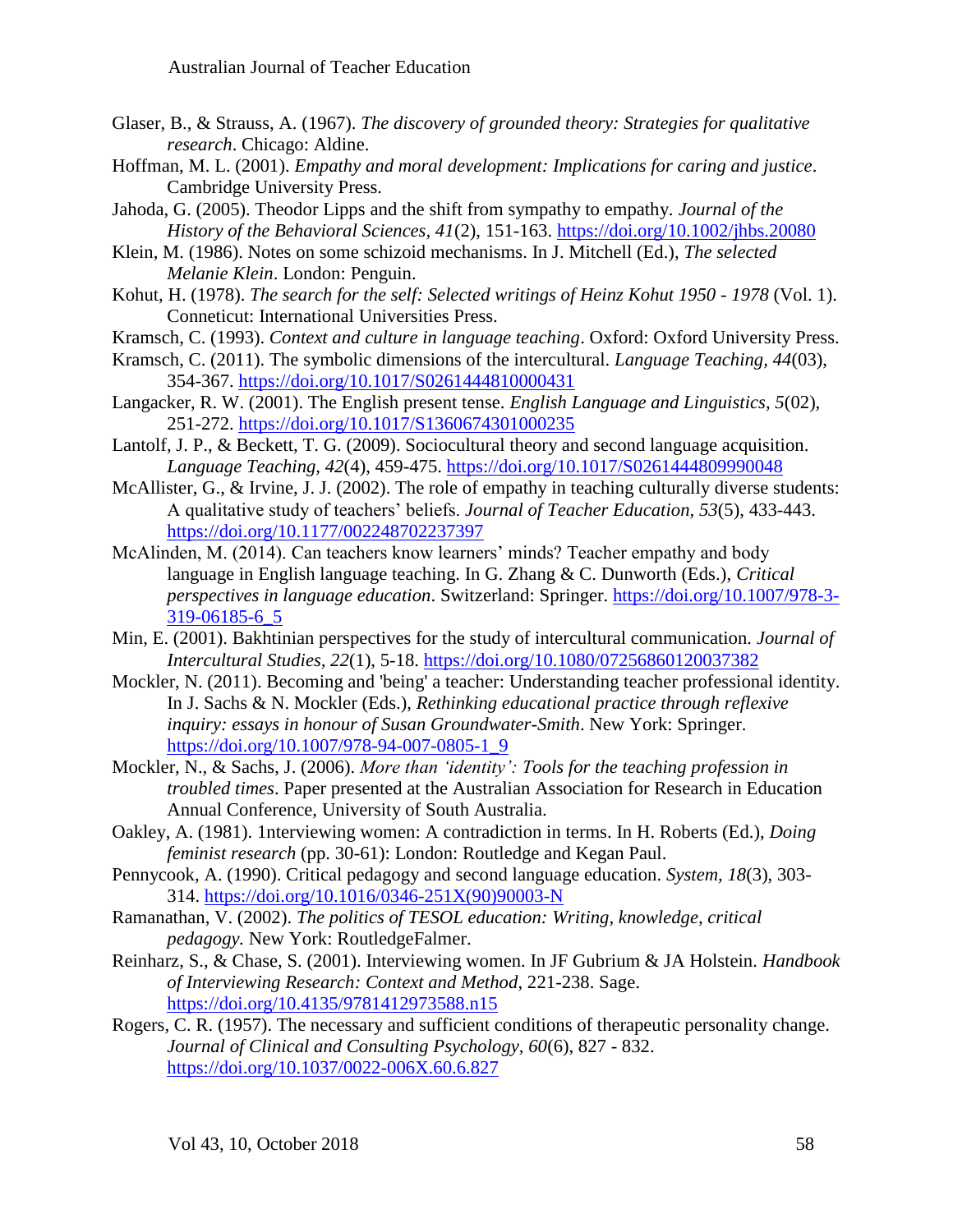Glaser, B., & Strauss, A. (1967). *The discovery of grounded theory: Strategies for qualitative research*. Chicago: Aldine.

Hoffman, M. L. (2001). *Empathy and moral development: Implications for caring and justice*. Cambridge University Press.

Jahoda, G. (2005). Theodor Lipps and the shift from sympathy to empathy. *Journal of the History of the Behavioral Sciences, 41*(2), 151-163. https://doi.org/10.1002/jhbs.20080

Klein, M. (1986). Notes on some schizoid mechanisms. In J. Mitchell (Ed.), *The selected Melanie Klein*. London: Penguin.

Kohut, H. (1978). *The search for the self: Selected writings of Heinz Kohut 1950 - 1978* (Vol. 1). Conneticut: International Universities Press.

Kramsch, C. (1993). *Context and culture in language teaching*. Oxford: Oxford University Press.

Kramsch, C. (2011). The symbolic dimensions of the intercultural. *Language Teaching, 44*(03), 354-367. https://doi.org/10.1017/S0261444810000431

Langacker, R. W. (2001). The English present tense. *English Language and Linguistics, 5*(02), 251-272. https://doi.org/10.1017/S1360674301000235

Lantolf, J. P., & Beckett, T. G. (2009). Sociocultural theory and second language acquisition. *Language Teaching, 42*(4), 459-475. https://doi.org/10.1017/S0261444809990048

McAllister, G., & Irvine, J. J. (2002). The role of empathy in teaching culturally diverse students: A qualitative study of teachers' beliefs. *Journal of Teacher Education*, *53*(5), 433-443. https://doi.org/10.1177/002248702237397

McAlinden, M. (2014). Can teachers know learners' minds? Teacher empathy and body language in English language teaching. In G. Zhang & C. Dunworth (Eds.), *Critical perspectives in language education*. Switzerland: Springer. https://doi.org/10.1007/978-3-319-06185-6_5

Min, E. (2001). Bakhtinian perspectives for the study of intercultural communication. *Journal of Intercultural Studies, 22*(1), 5-18. https://doi.org/10.1080/07256860120037382

Mockler, N. (2011). Becoming and 'being' a teacher: Understanding teacher professional identity. In J. Sachs & N. Mockler (Eds.), *Rethinking educational practice through reflexive inquiry: essays in honour of Susan Groundwater-Smith*. New York: Springer. https://doi.org/10.1007/978-94-007-0805-1_9

Mockler, N., & Sachs, J. (2006). *More than 'identity': Tools for the teaching profession in troubled times*. Paper presented at the Australian Association for Research in Education Annual Conference, University of South Australia.

Oakley, A. (1981). 1nterviewing women: A contradiction in terms. In H. Roberts (Ed.), *Doing feminist research* (pp. 30-61): London: Routledge and Kegan Paul.

Pennycook, A. (1990). Critical pedagogy and second language education. *System, 18*(3), 303-314. https://doi.org/10.1016/0346-251X(90)90003-N

Ramanathan, V. (2002). *The politics of TESOL education: Writing, knowledge, critical pedagogy.* New York: RoutledgeFalmer.

Reinharz, S., & Chase, S. (2001). Interviewing women. In JF Gubrium & JA Holstein. *Handbook of Interviewing Research: Context and Method*, 221-238. Sage. https://doi.org/10.4135/9781412973588.n15

Rogers, C. R. (1957). The necessary and sufficient conditions of therapeutic personality change. *Journal of Clinical and Consulting Psychology*, *60*(6), 827 - 832. https://doi.org/10.1037/0022-006X.60.6.827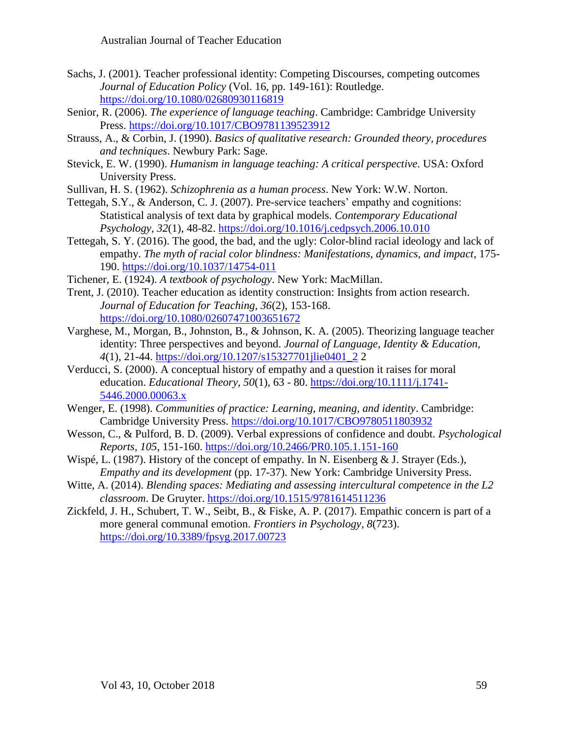Sachs, J. (2001). Teacher professional identity: Competing Discourses, competing outcomes *Journal of Education Policy* (Vol. 16, pp. 149-161): Routledge. https://doi.org/10.1080/02680930116819

Senior, R. (2006). *The experience of language teaching*. Cambridge: Cambridge University Press. https://doi.org/10.1017/CBO9781139523912

Strauss, A., & Corbin, J. (1990). *Basics of qualitative research: Grounded theory, procedures and techniques*. Newbury Park: Sage.

Stevick, E. W. (1990). *Humanism in language teaching: A critical perspective*. USA: Oxford University Press.

Sullivan, H. S. (1962). *Schizophrenia as a human process*. New York: W.W. Norton.

Tettegah, S.Y., & Anderson, C. J. (2007). Pre-service teachers' empathy and cognitions: Statistical analysis of text data by graphical models. *Contemporary Educational Psychology, 32*(1), 48-82. https://doi.org/10.1016/j.cedpsych.2006.10.010

Tettegah, S. Y. (2016). The good, the bad, and the ugly: Color-blind racial ideology and lack of empathy. *The myth of racial color blindness: Manifestations, dynamics, and impact*, 175-190. https://doi.org/10.1037/14754-011

Tichener, E. (1924). *A textbook of psychology*. New York: MacMillan.

Trent, J. (2010). Teacher education as identity construction: Insights from action research. *Journal of Education for Teaching, 36*(2), 153-168. https://doi.org/10.1080/02607471003651672

Varghese, M., Morgan, B., Johnston, B., & Johnson, K. A. (2005). Theorizing language teacher identity: Three perspectives and beyond. *Journal of Language, Identity & Education, 4*(1), 21-44. https://doi.org/10.1207/s15327701jlie0401_2 2

Verducci, S. (2000). A conceptual history of empathy and a question it raises for moral education. *Educational Theory, 50*(1), 63 - 80. https://doi.org/10.1111/j.1741-5446.2000.00063.x

Wenger, E. (1998). *Communities of practice: Learning, meaning, and identity*. Cambridge: Cambridge University Press. https://doi.org/10.1017/CBO9780511803932

Wesson, C., & Pulford, B. D. (2009). Verbal expressions of confidence and doubt. *Psychological Reports, 105*, 151-160. https://doi.org/10.2466/PR0.105.1.151-160

Wispé, L. (1987). History of the concept of empathy. In N. Eisenberg & J. Strayer (Eds.), *Empathy and its development* (pp. 17-37). New York: Cambridge University Press.

Witte, A. (2014). *Blending spaces: Mediating and assessing intercultural competence in the L2 classroom*. De Gruyter. https://doi.org/10.1515/9781614511236

Zickfeld, J. H., Schubert, T. W., Seibt, B., & Fiske, A. P. (2017). Empathic concern is part of a more general communal emotion. *Frontiers in Psychology, 8*(723). https://doi.org/10.3389/fpsyg.2017.00723